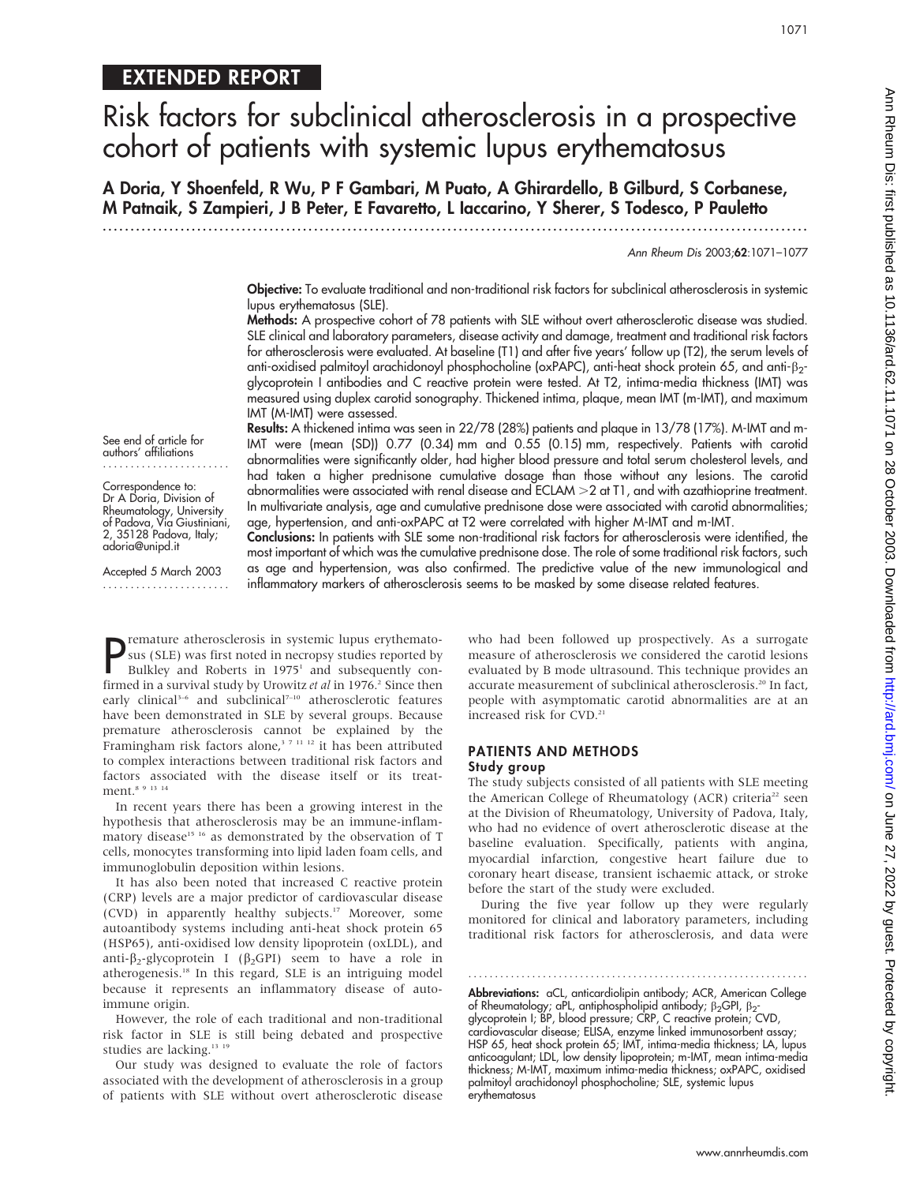EXTENDED REPORT

# Risk factors for subclinical atherosclerosis in a prospective cohort of patients with systemic lupus erythematosus

**A Doria, Y Shoenfeld, R Wu, P F Gambari, M Puato, A Ghirardello, B Gilburd, S Corbanese, M Patnaik, S Zampieri, J B Peter, E Favaretto, L Iaccarino, Y Sherer, S Todesco, P Pauletto**

See end of article for authors' affiliations

Correspondence to: Dr A Doria, Division of Rheumatology, University of Padova, Via Giustiniani, 2, 35128 Padova, Italy; adoria@unipd.it

Accepted 5 March 2003

**Objective:** To evaluate traditional and non-traditional risk factors for subclinical atherosclerosis in systemic lupus erythematosus (SLE).

**Methods:** A prospective cohort of 78 patients with SLE without overt atherosclerotic disease was studied. SLE clinical and laboratory parameters, disease activity and damage, treatment and traditional risk factors for atherosclerosis were evaluated. At baseline (T1) and after five years' follow up (T2), the serum levels of anti-oxidised palmitoyl arachidonoyl phosphocholine (oxPAPC), anti-heat shock protein 65, and anti-$\beta_2$-glycoprotein I antibodies and C reactive protein were tested. At T2, intima-media thickness (IMT) was measured using duplex carotid sonography. Thickened intima, plaque, mean IMT (m-IMT), and maximum IMT (M-IMT) were assessed.

**Results:** A thickened intima was seen in 22/78 (28%) patients and plaque in 13/78 (17%). M-IMT and m-IMT were (mean (SD)) 0.77 (0.34) mm and 0.55 (0.15) mm, respectively. Patients with carotid abnormalities were significantly older, had higher blood pressure and total serum cholesterol levels, and had taken a higher prednisone cumulative dosage than those without any lesions. The carotid abnormalities were associated with renal disease and ECLAM >2 at T1, and with azathioprine treatment. In multivariate analysis, age and cumulative prednisone dose were associated with carotid abnormalities; age, hypertension, and anti-oxPAPC at T2 were correlated with higher M-IMT and m-IMT.

**Conclusions:** In patients with SLE some non-traditional risk factors for atherosclerosis were identified, the most important of which was the cumulative prednisone dose. The role of some traditional risk factors, such as age and hypertension, was also confirmed. The predictive value of the new immunological and inflammatory markers of atherosclerosis seems to be masked by some disease related features.

Premature atherosclerosis in systemic lupus erythematosus (SLE) was first noted in necropsy studies reported by Bulkley and Roberts in 1975[1] and subsequently confirmed in a survival study by Urowitz *et al* in 1976.[2] Since then early clinical[3–6] and subclinical[7–10] atherosclerotic features have been demonstrated in SLE by several groups. Because premature atherosclerosis cannot be explained by the Framingham risk factors alone,[3 7 11 12] it has been attributed to complex interactions between traditional risk factors and factors associated with the disease itself or its treatment.[8 9 13 14]

In recent years there has been a growing interest in the hypothesis that atherosclerosis may be an immune-inflammatory disease[15 16] as demonstrated by the observation of T cells, monocytes transforming into lipid laden foam cells, and immunoglobulin deposition within lesions.

It has also been noted that increased C reactive protein (CRP) levels are a major predictor of cardiovascular disease (CVD) in apparently healthy subjects.[17] Moreover, some autoantibody systems including anti-heat shock protein 65 (HSP65), anti-oxidised low density lipoprotein (oxLDL), and anti-$\beta_2$-glycoprotein I ($\beta_2$GPI) seem to have a role in atherogenesis.[18] In this regard, SLE is an intriguing model because it represents an inflammatory disease of autoimmune origin.

However, the role of each traditional and non-traditional risk factor in SLE is still being debated and prospective studies are lacking.[13 19]

Our study was designed to evaluate the role of factors associated with the development of atherosclerosis in a group of patients with SLE without overt atherosclerotic disease who had been followed up prospectively. As a surrogate measure of atherosclerosis we considered the carotid lesions evaluated by B mode ultrasound. This technique provides an accurate measurement of subclinical atherosclerosis.[20] In fact, people with asymptomatic carotid abnormalities are at an increased risk for CVD.[21]

## PATIENTS AND METHODS

### Study group

The study subjects consisted of all patients with SLE meeting the American College of Rheumatology (ACR) criteria[22] seen at the Division of Rheumatology, University of Padova, Italy, who had no evidence of overt atherosclerotic disease at the baseline evaluation. Specifically, patients with angina, myocardial infarction, congestive heart failure due to coronary heart disease, transient ischaemic attack, or stroke before the start of the study were excluded.

During the five year follow up they were regularly monitored for clinical and laboratory parameters, including traditional risk factors for atherosclerosis, and data were

**Abbreviations:** aCL, anticardiolipin antibody; ACR, American College of Rheumatology; aPL, antiphospholipid antibody; $\beta_2$GPI, $\beta_2$-glycoprotein I; BP, blood pressure; CRP, C reactive protein; CVD, cardiovascular disease; ELISA, enzyme linked immunosorbent assay; HSP 65, heat shock protein 65; IMT, intima-media thickness; LA, lupus anticoagulant; LDL, low density lipoprotein; m-IMT, mean intima-media thickness; M-IMT, maximum intima-media thickness; oxPAPC, oxidised palmitoyl arachidonoyl phosphocholine; SLE, systemic lupus erythematosus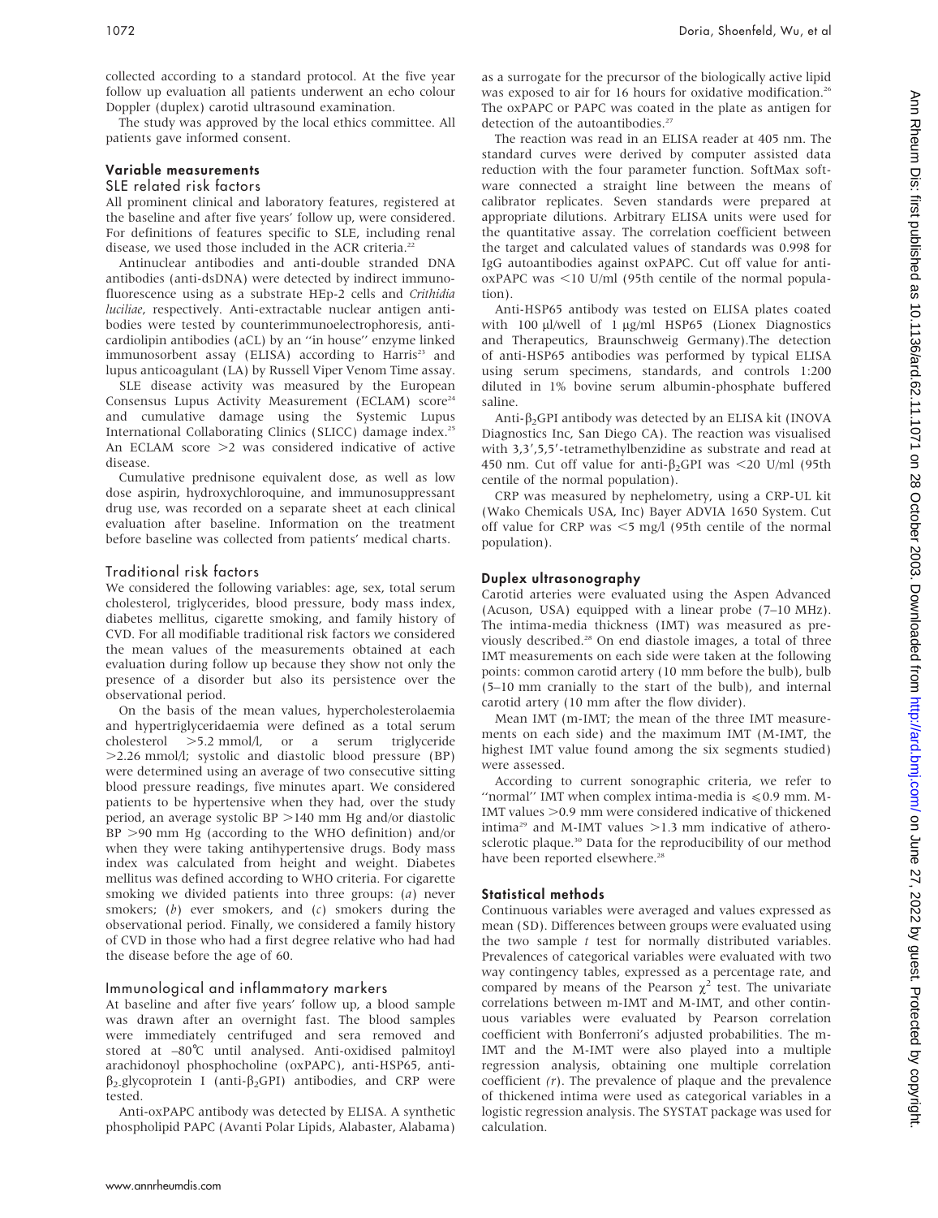collected according to a standard protocol. At the five year follow up evaluation all patients underwent an echo colour Doppler (duplex) carotid ultrasound examination.

The study was approved by the local ethics committee. All patients gave informed consent.

## Variable measurements

### SLE related risk factors

All prominent clinical and laboratory features, registered at the baseline and after five years' follow up, were considered. For definitions of features specific to SLE, including renal disease, we used those included in the ACR criteria.[22]

Antinuclear antibodies and anti-double stranded DNA antibodies (anti-dsDNA) were detected by indirect immunofluorescence using as a substrate HEp-2 cells and *Crithidia luciliae*, respectively. Anti-extractable nuclear antigen antibodies were tested by counterimmunoelectrophoresis, anticardiolipin antibodies (aCL) by an "in house" enzyme linked immunosorbent assay (ELISA) according to Harris[23] and lupus anticoagulant (LA) by Russell Viper Venom Time assay.

SLE disease activity was measured by the European Consensus Lupus Activity Measurement (ECLAM) score[24] and cumulative damage using the Systemic Lupus International Collaborating Clinics (SLICC) damage index.[25] An ECLAM score >2 was considered indicative of active disease.

Cumulative prednisone equivalent dose, as well as low dose aspirin, hydroxychloroquine, and immunosuppressant drug use, was recorded on a separate sheet at each clinical evaluation after baseline. Information on the treatment before baseline was collected from patients' medical charts.

### Traditional risk factors

We considered the following variables: age, sex, total serum cholesterol, triglycerides, blood pressure, body mass index, diabetes mellitus, cigarette smoking, and family history of CVD. For all modifiable traditional risk factors we considered the mean values of the measurements obtained at each evaluation during follow up because they show not only the presence of a disorder but also its persistence over the observational period.

On the basis of the mean values, hypercholesterolaemia and hypertriglyceridaemia were defined as a total serum cholesterol >5.2 mmol/l, or a serum triglyceride >2.26 mmol/l; systolic and diastolic blood pressure (BP) were determined using an average of two consecutive sitting blood pressure readings, five minutes apart. We considered patients to be hypertensive when they had, over the study period, an average systolic BP >140 mm Hg and/or diastolic BP >90 mm Hg (according to the WHO definition) and/or when they were taking antihypertensive drugs. Body mass index was calculated from height and weight. Diabetes mellitus was defined according to WHO criteria. For cigarette smoking we divided patients into three groups: (*a*) never smokers; (*b*) ever smokers, and (*c*) smokers during the observational period. Finally, we considered a family history of CVD in those who had a first degree relative who had had the disease before the age of 60.

### Immunological and inflammatory markers

At baseline and after five years' follow up, a blood sample was drawn after an overnight fast. The blood samples were immediately centrifuged and sera removed and stored at –80°C until analysed. Anti-oxidised palmitoyl arachidonoyl phosphocholine (oxPAPC), anti-HSP65, anti-$\beta_2$-glycoprotein I (anti-$\beta_2$GPI) antibodies, and CRP were tested.

Anti-oxPAPC antibody was detected by ELISA. A synthetic phospholipid PAPC (Avanti Polar Lipids, Alabaster, Alabama) as a surrogate for the precursor of the biologically active lipid was exposed to air for 16 hours for oxidative modification.[26] The oxPAPC or PAPC was coated in the plate as antigen for detection of the autoantibodies.[27]

The reaction was read in an ELISA reader at 405 nm. The standard curves were derived by computer assisted data reduction with the four parameter function. SoftMax software connected a straight line between the means of calibrator replicates. Seven standards were prepared at appropriate dilutions. Arbitrary ELISA units were used for the quantitative assay. The correlation coefficient between the target and calculated values of standards was 0.998 for IgG autoantibodies against oxPAPC. Cut off value for anti-oxPAPC was <10 U/ml (95th centile of the normal population).

Anti-HSP65 antibody was tested on ELISA plates coated with 100 μl/well of 1 μg/ml HSP65 (Lionex Diagnostics and Therapeutics, Braunschweig Germany).The detection of anti-HSP65 antibodies was performed by typical ELISA using serum specimens, standards, and controls 1:200 diluted in 1% bovine serum albumin-phosphate buffered saline.

Anti-$\beta_2$GPI antibody was detected by an ELISA kit (INOVA Diagnostics Inc, San Diego CA). The reaction was visualised with 3,3′,5,5′-tetramethylbenzidine as substrate and read at 450 nm. Cut off value for anti-$\beta_2$GPI was <20 U/ml (95th centile of the normal population).

CRP was measured by nephelometry, using a CRP-UL kit (Wako Chemicals USA, Inc) Bayer ADVIA 1650 System. Cut off value for CRP was <5 mg/l (95th centile of the normal population).

## Duplex ultrasonography

Carotid arteries were evaluated using the Aspen Advanced (Acuson, USA) equipped with a linear probe (7–10 MHz). The intima-media thickness (IMT) was measured as previously described.[28] On end diastole images, a total of three IMT measurements on each side were taken at the following points: common carotid artery (10 mm before the bulb), bulb (5–10 mm cranially to the start of the bulb), and internal carotid artery (10 mm after the flow divider).

Mean IMT (m-IMT; the mean of the three IMT measurements on each side) and the maximum IMT (M-IMT, the highest IMT value found among the six segments studied) were assessed.

According to current sonographic criteria, we refer to "normal" IMT when complex intima-media is ⩽0.9 mm. M-IMT values >0.9 mm were considered indicative of thickened intima[29] and M-IMT values >1.3 mm indicative of atherosclerotic plaque.[30] Data for the reproducibility of our method have been reported elsewhere.[28]

## Statistical methods

Continuous variables were averaged and values expressed as mean (SD). Differences between groups were evaluated using the two sample *t* test for normally distributed variables. Prevalences of categorical variables were evaluated with two way contingency tables, expressed as a percentage rate, and compared by means of the Pearson $\chi^2$ test. The univariate correlations between m-IMT and M-IMT, and other continuous variables were evaluated by Pearson correlation coefficient with Bonferroni's adjusted probabilities. The m-IMT and the M-IMT were also played into a multiple regression analysis, obtaining one multiple correlation coefficient (*r*). The prevalence of plaque and the prevalence of thickened intima were used as categorical variables in a logistic regression analysis. The SYSTAT package was used for calculation.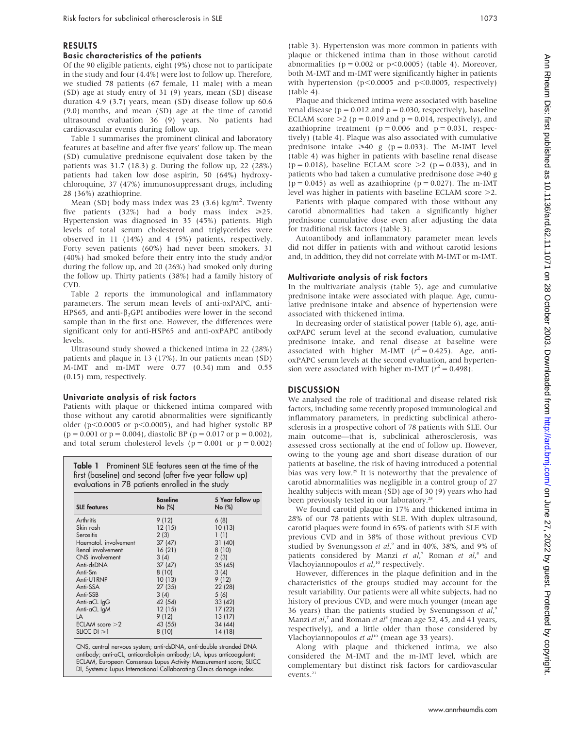## RESULTS

### Basic characteristics of the patients

Of the 90 eligible patients, eight (9%) chose not to participate in the study and four (4.4%) were lost to follow up. Therefore, we studied 78 patients (67 female, 11 male) with a mean (SD) age at study entry of 31 (9) years, mean (SD) disease duration 4.9 (3.7) years, mean (SD) disease follow up 60.6 (9.0) months, and mean (SD) age at the time of carotid ultrasound evaluation 36 (9) years. No patients had cardiovascular events during follow up.

Table 1 summarises the prominent clinical and laboratory features at baseline and after five years' follow up. The mean (SD) cumulative prednisone equivalent dose taken by the patients was 31.7 (18.3) g. During the follow up, 22 (28%) patients had taken low dose aspirin, 50 (64%) hydroxychloroquine, 37 (47%) immunosuppressant drugs, including 28 (36%) azathioprine.

Mean (SD) body mass index was 23 (3.6) kg/m$^2$. Twenty five patients (32%) had a body mass index $\geqslant$25. Hypertension was diagnosed in 35 (45%) patients. High levels of total serum cholesterol and triglycerides were observed in 11 (14%) and 4 (5%) patients, respectively. Forty seven patients (60%) had never been smokers, 31 (40%) had smoked before their entry into the study and/or during the follow up, and 20 (26%) had smoked only during the follow up. Thirty patients (38%) had a family history of CVD.

Table 2 reports the immunological and inflammatory parameters. The serum mean levels of anti-oxPAPC, anti-HPS65, and anti-$\beta_2$GPI antibodies were lower in the second sample than in the first one. However, the differences were significant only for anti-HSP65 and anti-oxPAPC antibody levels.

Ultrasound study showed a thickened intima in 22 (28%) patients and plaque in 13 (17%). In our patients mean (SD) M-IMT and m-IMT were 0.77 (0.34) mm and 0.55 (0.15) mm, respectively.

### Univariate analysis of risk factors

Patients with plaque or thickened intima compared with those without any carotid abnormalities were significantly older ($p<0.0005$ or $p<0.0005$), and had higher systolic BP ($p = 0.001$ or $p = 0.004$), diastolic BP ($p = 0.017$ or $p = 0.002$), and total serum cholesterol levels ($p = 0.001$ or $p = 0.002$) (table 3). Hypertension was more common in patients with plaque or thickened intima than in those without carotid abnormalities ($p = 0.002$ or $p<0.0005$) (table 4). Moreover, both M-IMT and m-IMT were significantly higher in patients with hypertension ($p<0.0005$ and $p<0.0005$, respectively) (table 4).

Plaque and thickened intima were associated with baseline renal disease ($p = 0.012$ and $p = 0.030$, respectively), baseline ECLAM score $>2$ ($p = 0.019$ and $p = 0.014$, respectively), and azathioprine treatment ($p = 0.006$ and $p = 0.031$, respectively) (table 4). Plaque was also associated with cumulative prednisone intake $\geqslant$40 g ($p = 0.033$). The M-IMT level (table 4) was higher in patients with baseline renal disease ($p = 0.018$), baseline ECLAM score $>2$ ($p = 0.033$), and in patients who had taken a cumulative prednisone dose $\geqslant$40 g ($p = 0.045$) as well as azathioprine ($p = 0.027$). The m-IMT level was higher in patients with baseline ECLAM score $>2$.

Patients with plaque compared with those without any carotid abnormalities had taken a significantly higher prednisone cumulative dose even after adjusting the data for traditional risk factors (table 3).

Autoantibody and inflammatory parameter mean levels did not differ in patients with and without carotid lesions and, in addition, they did not correlate with M-IMT or m-IMT.

**Table 1** Prominent SLE features seen at the time of the first (baseline) and second (after five year follow up) evaluations in 78 patients enrolled in the study

| SLE features | Baseline No (%) | 5 Year follow up No (%) |
|---|---|---|
| Arthritis | 9 (12) | 6 (8) |
| Skin rash | 12 (15) | 10 (13) |
| Serositis | 2 (3) | 1 (1) |
| Haematol. involvement | 37 (47) | 31 (40) |
| Renal involvement | 16 (21) | 8 (10) |
| CNS involvement | 3 (4) | 2 (3) |
| Anti-dsDNA | 37 (47) | 35 (45) |
| Anti-Sm | 8 (10) | 3 (4) |
| Anti-U1RNP | 10 (13) | 9 (12) |
| Anti-SSA | 27 (35) | 22 (28) |
| Anti-SSB | 3 (4) | 5 (6) |
| Anti-aCL IgG | 42 (54) | 33 (42) |
| Anti-aCL IgM | 12 (15) | 17 (22) |
| LA | 9 (12) | 13 (17) |
| ECLAM score >2 | 43 (55) | 34 (44) |
| SLICC DI $\geqslant$1 | 8 (10) | 14 (18) |

CNS, central nervous system; anti-dsDNA, anti-double stranded DNA antibody; anti-aCL, anticardiolipin antibody; LA, lupus anticoagulant; ECLAM, European Consensus Lupus Activity Measurement score; SLICC DI, Systemic Lupus International Collaborating Clinics damage index.

### Multivariate analysis of risk factors

In the multivariate analysis (table 5), age and cumulative prednisone intake were associated with plaque. Age, cumulative prednisone intake and absence of hypertension were associated with thickened intima.

In decreasing order of statistical power (table 6), age, anti-oxPAPC serum level at the second evaluation, cumulative prednisone intake, and renal disease at baseline were associated with higher M-IMT ($r^2 = 0.425$). Age, anti-oxPAPC serum levels at the second evaluation, and hypertension were associated with higher m-IMT ($r^2 = 0.498$).

## DISCUSSION

We analysed the role of traditional and disease related risk factors, including some recently proposed immunological and inflammatory parameters, in predicting subclinical atherosclerosis in a prospective cohort of 78 patients with SLE. Our main outcome—that is, subclinical atherosclerosis, was assessed cross sectionally at the end of follow up. However, owing to the young age and short disease duration of our patients at baseline, the risk of having introduced a potential bias was very low.[29] It is noteworthy that the prevalence of carotid abnormalities was negligible in a control group of 27 healthy subjects with mean (SD) age of 30 (9) years who had been previously tested in our laboratory.[28]

We found carotid plaque in 17% and thickened intima in 28% of our 78 patients with SLE. With duplex ultrasound, carotid plaques were found in 65% of patients with SLE with previous CVD and in 38% of those without previous CVD studied by Svenungsson *et al*,[9] and in 40%, 38%, and 9% of patients considered by Manzi *et al*,[7] Roman *et al*,[8] and Vlachoyiannopoulos *et al*,[10] respectively.

However, differences in the plaque definition and in the characteristics of the groups studied may account for the result variability. Our patients were all white subjects, had no history of previous CVD, and were much younger (mean age 36 years) than the patients studied by Svenungsson *et al*,[9] Manzi *et al*,[7] and Roman *et al*[8] (mean age 52, 45, and 41 years, respectively), and a little older than those considered by Vlachoyiannopoulos *et al*[10] (mean age 33 years).

Along with plaque and thickened intima, we also considered the M-IMT and the m-IMT level, which are complementary but distinct risk factors for cardiovascular events.[21]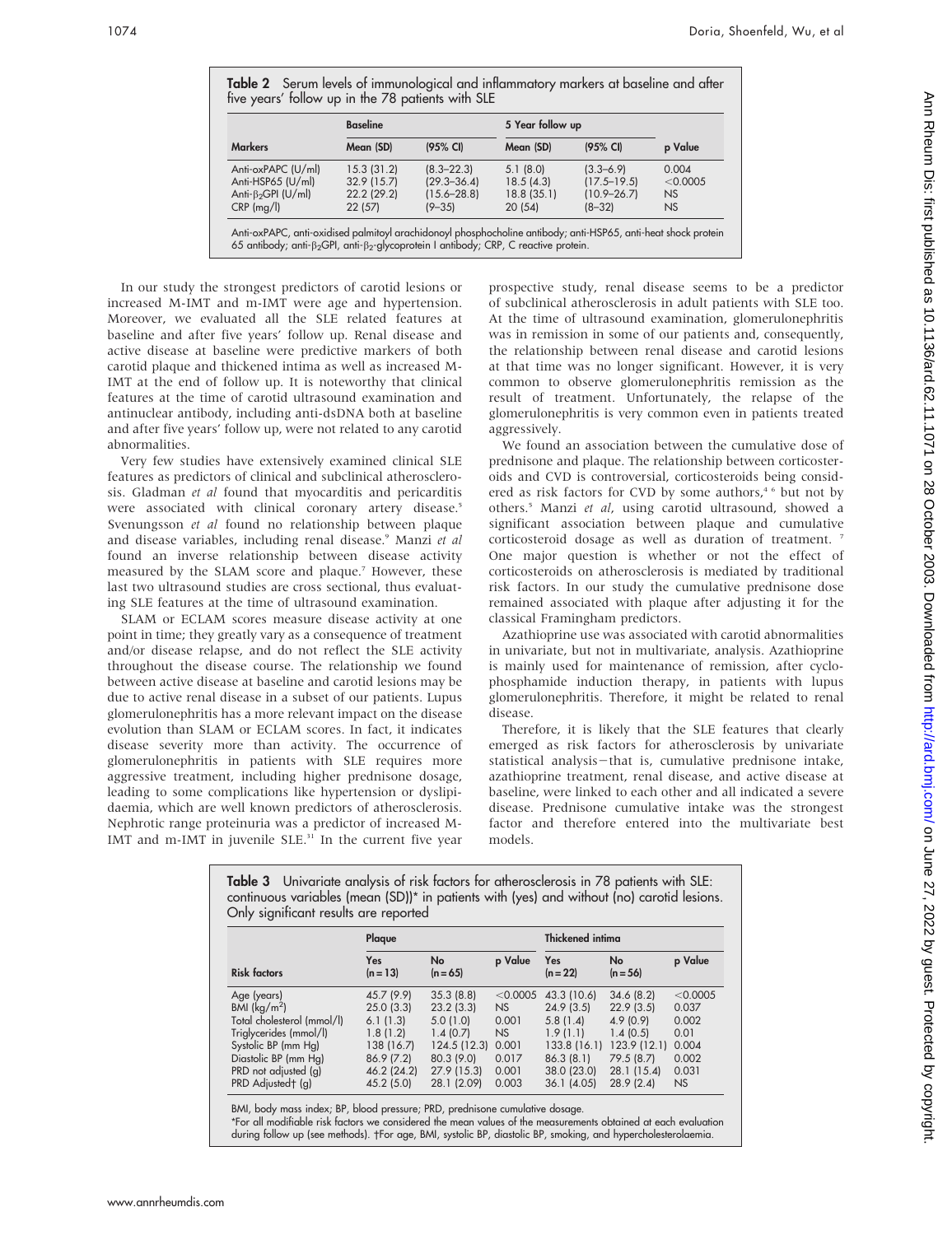**Table 2** Serum levels of immunological and inflammatory markers at baseline and after five years' follow up in the 78 patients with SLE

| Markers | Baseline | | 5 Year follow up | | p Value |
|---|---|---|---|---|---|
| | Mean (SD) | (95% CI) | Mean (SD) | (95% CI) | |
| Anti-oxPAPC (U/ml) | 15.3 (31.2) | (8.3–22.3) | 5.1 (8.0) | (3.3–6.9) | 0.004 |
| Anti-HSP65 (U/ml) | 32.9 (15.7) | (29.3–36.4) | 18.5 (4.3) | (17.5–19.5) | <0.0005 |
| Anti-$\beta_2$GPI (U/ml) | 22.2 (29.2) | (15.6–28.8) | 18.8 (35.1) | (10.9–26.7) | NS |
| CRP (mg/l) | 22 (57) | (9–35) | 20 (54) | (8–32) | NS |

Anti-oxPAPC, anti-oxidised palmitoyl arachidonoyl phosphocholine antibody; anti-HSP65, anti-heat shock protein 65 antibody; anti-$\beta_2$GPI, anti-$\beta_2$-glycoprotein I antibody; CRP, C reactive protein.

In our study the strongest predictors of carotid lesions or increased M-IMT and m-IMT were age and hypertension. Moreover, we evaluated all the SLE related features at baseline and after five years' follow up. Renal disease and active disease at baseline were predictive markers of both carotid plaque and thickened intima as well as increased M-IMT at the end of follow up. It is noteworthy that clinical features at the time of carotid ultrasound examination and antinuclear antibody, including anti-dsDNA both at baseline and after five years' follow up, were not related to any carotid abnormalities.

Very few studies have extensively examined clinical SLE features as predictors of clinical and subclinical atherosclerosis. Gladman *et al* found that myocarditis and pericarditis were associated with clinical coronary artery disease.[5] Svenungsson *et al* found no relationship between plaque and disease variables, including renal disease.[9] Manzi *et al* found an inverse relationship between disease activity measured by the SLAM score and plaque.[7] However, these last two ultrasound studies are cross sectional, thus evaluating SLE features at the time of ultrasound examination.

SLAM or ECLAM scores measure disease activity at one point in time; they greatly vary as a consequence of treatment and/or disease relapse, and do not reflect the SLE activity throughout the disease course. The relationship we found between active disease at baseline and carotid lesions may be due to active renal disease in a subset of our patients. Lupus glomerulonephritis has a more relevant impact on the disease evolution than SLAM or ECLAM scores. In fact, it indicates disease severity more than activity. The occurrence of glomerulonephritis in patients with SLE requires more aggressive treatment, including higher prednisone dosage, leading to some complications like hypertension or dyslipidaemia, which are well known predictors of atherosclerosis. Nephrotic range proteinuria was a predictor of increased M-IMT and m-IMT in juvenile SLE.[31] In the current five year prospective study, renal disease seems to be a predictor of subclinical atherosclerosis in adult patients with SLE too. At the time of ultrasound examination, glomerulonephritis was in remission in some of our patients and, consequently, the relationship between renal disease and carotid lesions at that time was no longer significant. However, it is very common to observe glomerulonephritis remission as the result of treatment. Unfortunately, the relapse of the glomerulonephritis is very common even in patients treated aggressively.

We found an association between the cumulative dose of prednisone and plaque. The relationship between corticosteroids and CVD is controversial, corticosteroids being considered as risk factors for CVD by some authors,[4 6] but not by others.[5] Manzi *et al*, using carotid ultrasound, showed a significant association between plaque and cumulative corticosteroid dosage as well as duration of treatment.[7] One major question is whether or not the effect of corticosteroids on atherosclerosis is mediated by traditional risk factors. In our study the cumulative prednisone dose remained associated with plaque after adjusting it for the classical Framingham predictors.

Azathioprine use was associated with carotid abnormalities in univariate, but not in multivariate, analysis. Azathioprine is mainly used for maintenance of remission, after cyclophosphamide induction therapy, in patients with lupus glomerulonephritis. Therefore, it might be related to renal disease.

Therefore, it is likely that the SLE features that clearly emerged as risk factors for atherosclerosis by univariate statistical analysis—that is, cumulative prednisone intake, azathioprine treatment, renal disease, and active disease at baseline, were linked to each other and all indicated a severe disease. Prednisone cumulative intake was the strongest factor and therefore entered into the multivariate best models.

**Table 3** Univariate analysis of risk factors for atherosclerosis in 78 patients with SLE: continuous variables (mean (SD))* in patients with (yes) and without (no) carotid lesions. Only significant results are reported

| Risk factors | Plaque | | | Thickened intima | | |
|---|---|---|---|---|---|---|
| | Yes (n = 13) | No (n = 65) | p Value | Yes (n = 22) | No (n = 56) | p Value |
| Age (years) | 45.7 (9.9) | 35.3 (8.8) | <0.0005 | 43.3 (10.6) | 34.6 (8.2) | <0.0005 |
| BMI (kg/m$^2$) | 25.0 (3.3) | 23.2 (3.3) | NS | 24.9 (3.5) | 22.9 (3.5) | 0.037 |
| Total cholesterol (mmol/l) | 6.1 (1.3) | 5.0 (1.0) | 0.001 | 5.8 (1.4) | 4.9 (0.9) | 0.002 |
| Triglycerides (mmol/l) | 1.8 (1.2) | 1.4 (0.7) | NS | 1.9 (1.1) | 1.4 (0.5) | 0.01 |
| Systolic BP (mm Hg) | 138 (16.7) | 124.5 (12.3) | 0.001 | 133.8 (16.1) | 123.9 (12.1) | 0.004 |
| Diastolic BP (mm Hg) | 86.9 (7.2) | 80.3 (9.0) | 0.017 | 86.3 (8.1) | 79.5 (8.7) | 0.002 |
| PRD not adjusted (g) | 46.2 (24.2) | 27.9 (15.3) | 0.001 | 38.0 (23.0) | 28.1 (15.4) | 0.031 |
| PRD Adjusted† (g) | 45.2 (5.0) | 28.1 (2.09) | 0.003 | 36.1 (4.05) | 28.9 (2.4) | NS |

BMI, body mass index; BP, blood pressure; PRD, prednisone cumulative dosage.
*For all modifiable risk factors we considered the mean values of the measurements obtained at each evaluation during follow up (see methods). †For age, BMI, systolic BP, diastolic BP, smoking, and hypercholesterolaemia.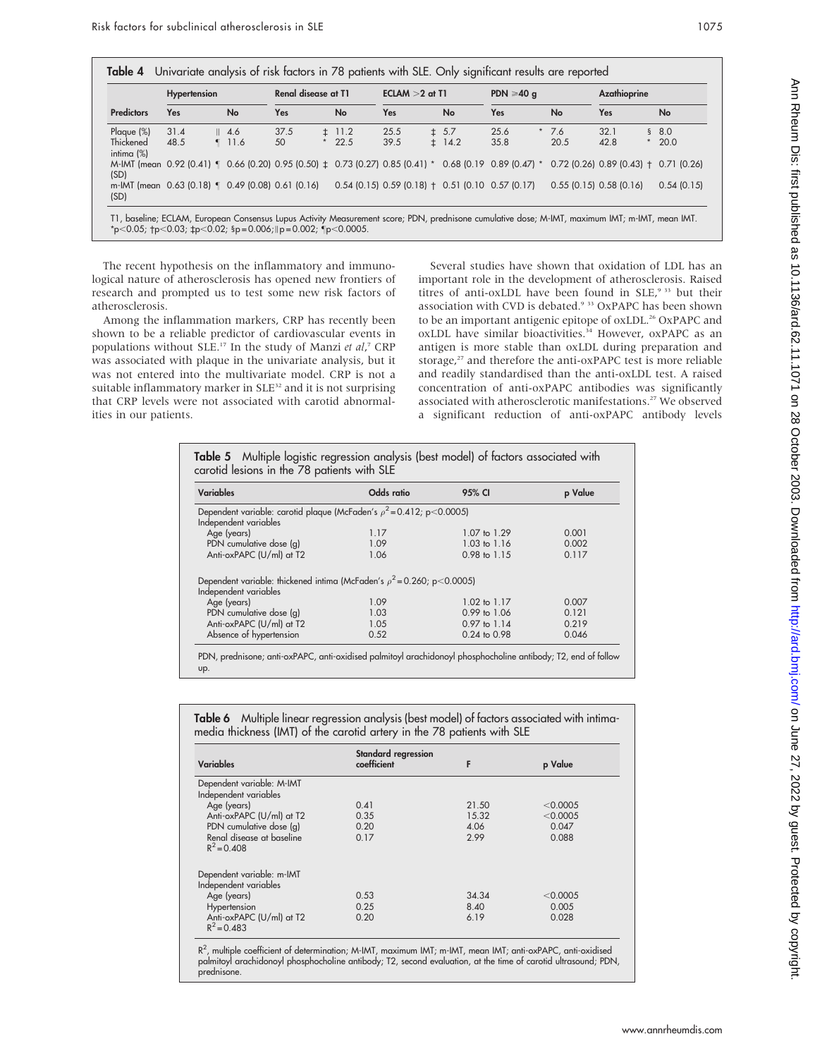**Table 4** Univariate analysis of risk factors in 78 patients with SLE. Only significant results are reported

| | Hypertension | | Renal disease at T1 | | ECLAM >2 at T1 | | PDN ⩾40 g | | Azathioprine | |
|---|---|---|---|---|---|---|---|---|---|---|
| Predictors | Yes | No | Yes | No | Yes | No | Yes | No | Yes | No |
| Plaque (%) | 31.4 | ‖ 4.6 | 37.5 | ‡ 11.2 | 25.5 | ‡ 5.7 | 25.6 | * 7.6 | 32.1 | § 8.0 |
| Thickened intima (%) | 48.5 | ¶ 11.6 | 50 | * 22.5 | 39.5 | ‡ 14.2 | 35.8 | 20.5 | 42.8 | * 20.0 |
| M-IMT (mean (SD) | 0.92 (0.41) ¶ | 0.66 (0.20) | 0.95 (0.50) ‡ | 0.73 (0.27) | 0.85 (0.41) * | 0.68 (0.19 | 0.89 (0.47) * | 0.72 (0.26) | 0.89 (0.43) † | 0.71 (0.26) |
| m-IMT (mean (SD) | 0.63 (0.18) ¶ | 0.49 (0.08) | 0.61 (0.16) | 0.54 (0.15) | 0.59 (0.18) † | 0.51 (0.10 | 0.57 (0.17) | 0.55 (0.15) | 0.58 (0.16) | 0.54 (0.15) |

T1, baseline; ECLAM, European Consensus Lupus Activity Measurement score; PDN, prednisone cumulative dose; M-IMT, maximum IMT; m-IMT, mean IMT.
*p<0.05; †p<0.03; ‡p<0.02; §p = 0.006; ‖p = 0.002; ¶p<0.0005.

The recent hypothesis on the inflammatory and immunological nature of atherosclerosis has opened new frontiers of research and prompted us to test some new risk factors of atherosclerosis.

Among the inflammation markers, CRP has recently been shown to be a reliable predictor of cardiovascular events in populations without SLE.[17] In the study of Manzi *et al*,[7] CRP was associated with plaque in the univariate analysis, but it was not entered into the multivariate model. CRP is not a suitable inflammatory marker in SLE[32] and it is not surprising that CRP levels were not associated with carotid abnormalities in our patients.

Several studies have shown that oxidation of LDL has an important role in the development of atherosclerosis. Raised titres of anti-oxLDL have been found in SLE,[9 33] but their association with CVD is debated.[9 33] OxPAPC has been shown to be an important antigenic epitope of oxLDL.[26] OxPAPC and oxLDL have similar bioactivities.[34] However, oxPAPC as an antigen is more stable than oxLDL during preparation and storage,[27] and therefore the anti-oxPAPC test is more reliable and readily standardised than the anti-oxLDL test. A raised concentration of anti-oxPAPC antibodies was significantly associated with atherosclerotic manifestations.[27] We observed a significant reduction of anti-oxPAPC antibody levels

**Table 5** Multiple logistic regression analysis (best model) of factors associated with carotid lesions in the 78 patients with SLE

| Variables | Odds ratio | 95% CI | p Value |
|---|---|---|---|
| Dependent variable: carotid plaque (McFaden's $\rho^2$ = 0.412; p<0.0005) | | | |
| Independent variables | | | |
| Age (years) | 1.17 | 1.07 to 1.29 | 0.001 |
| PDN cumulative dose (g) | 1.09 | 1.03 to 1.16 | 0.002 |
| Anti-oxPAPC (U/ml) at T2 | 1.06 | 0.98 to 1.15 | 0.117 |
| Dependent variable: thickened intima (McFaden's $\rho^2$ = 0.260; p<0.0005) | | | |
| Independent variables | | | |
| Age (years) | 1.09 | 1.02 to 1.17 | 0.007 |
| PDN cumulative dose (g) | 1.03 | 0.99 to 1.06 | 0.121 |
| Anti-oxPAPC (U/ml) at T2 | 1.05 | 0.97 to 1.14 | 0.219 |
| Absence of hypertension | 0.52 | 0.24 to 0.98 | 0.046 |

PDN, prednisone; anti-oxPAPC, anti-oxidised palmitoyl arachidonoyl phosphocholine antibody; T2, end of follow up.

**Table 6** Multiple linear regression analysis (best model) of factors associated with intima-media thickness (IMT) of the carotid artery in the 78 patients with SLE

| Variables | Standard regression coefficient | F | p Value |
|---|---|---|---|
| Dependent variable: M-IMT | | | |
| Independent variables | | | |
| Age (years) | 0.41 | 21.50 | <0.0005 |
| Anti-oxPAPC (U/ml) at T2 | 0.35 | 15.32 | <0.0005 |
| PDN cumulative dose (g) | 0.20 | 4.06 | 0.047 |
| Renal disease at baseline | 0.17 | 2.99 | 0.088 |
| $R^2$ = 0.408 | | | |
| Dependent variable: m-IMT | | | |
| Independent variables | | | |
| Age (years) | 0.53 | 34.34 | <0.0005 |
| Hypertension | 0.25 | 8.40 | 0.005 |
| Anti-oxPAPC (U/ml) at T2 | 0.20 | 6.19 | 0.028 |
| $R^2$ = 0.483 | | | |

$R^2$, multiple coefficient of determination; M-IMT, maximum IMT; m-IMT, mean IMT; anti-oxPAPC, anti-oxidised palmitoyl arachidonoyl phosphocholine antibody; T2, second evaluation, at the time of carotid ultrasound; PDN, prednisone.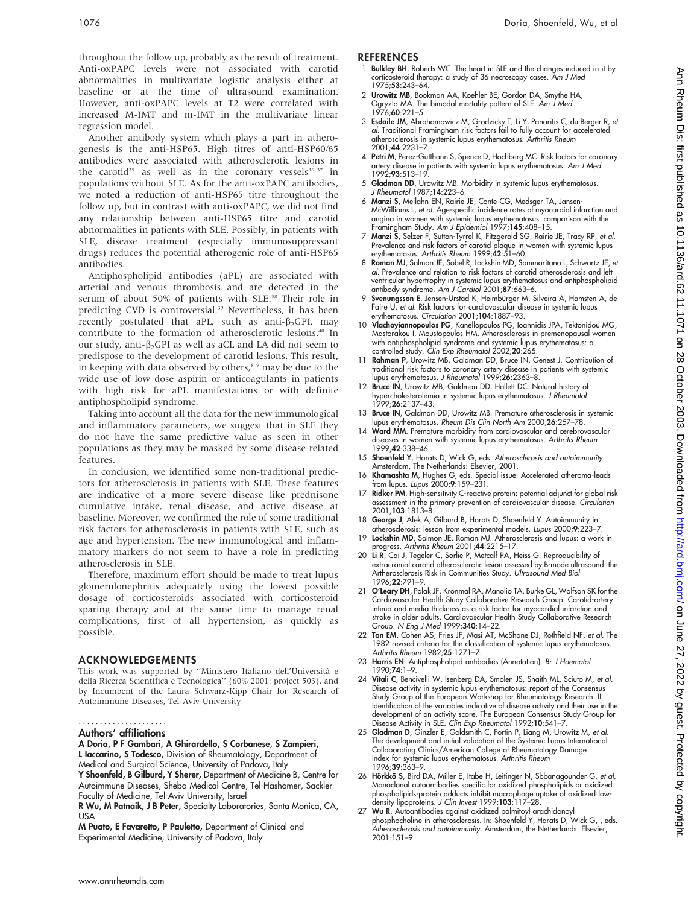throughout the follow up, probably as the result of treatment. Anti-oxPAPC levels were not associated with carotid abnormalities in multivariate logistic analysis either at baseline or at the time of ultrasound examination. However, anti-oxPAPC levels at T2 were correlated with increased M-IMT and m-IMT in the multivariate linear regression model.

Another antibody system which plays a part in atherogenesis is the anti-HSP65. High titres of anti-HSP60/65 antibodies were associated with atherosclerotic lesions in the carotid[35] as well as in the coronary vessels[36 37] in populations without SLE. As for the anti-oxPAPC antibodies, we noted a reduction of anti-HSP65 titre throughout the follow up, but in contrast with anti-oxPAPC, we did not find any relationship between anti-HSP65 titre and carotid abnormalities in patients with SLE. Possibly, in patients with SLE, disease treatment (especially immunosuppressant drugs) reduces the potential atherogenic role of anti-HSP65 antibodies.

Antiphospholipid antibodies (aPL) are associated with arterial and venous thrombosis and are detected in the serum of about 50% of patients with SLE.[38] Their role in predicting CVD is controversial.[39] Nevertheless, it has been recently postulated that aPL, such as anti-$\beta_2$GPI, may contribute to the formation of atherosclerotic lesions.[40] In our study, anti-$\beta_2$GPI as well as aCL and LA did not seem to predispose to the development of carotid lesions. This result, in keeping with data observed by others,[8 9] may be due to the wide use of low dose aspirin or anticoagulants in patients with high risk for aPL manifestations or with definite antiphospholipid syndrome.

Taking into account all the data for the new immunological and inflammatory parameters, we suggest that in SLE they do not have the same predictive value as seen in other populations as they may be masked by some disease related features.

In conclusion, we identified some non-traditional predictors for atherosclerosis in patients with SLE. These features are indicative of a more severe disease like prednisone cumulative intake, renal disease, and active disease at baseline. Moreover, we confirmed the role of some traditional risk factors for atherosclerosis in patients with SLE, such as age and hypertension. The new immunological and inflammatory markers do not seem to have a role in predicting atherosclerosis in SLE.

Therefore, maximum effort should be made to treat lupus glomerulonephritis adequately using the lowest possible dosage of corticosteroids associated with corticosteroid sparing therapy and at the same time to manage renal complications, first of all hypertension, as quickly as possible.

## ACKNOWLEDGEMENTS

This work was supported by "Ministero Italiano dell'Università e della Ricerca Scientifica e Tecnologica" (60% 2001: project 503), and by Incumbent of the Laura Schwarz-Kipp Chair for Research of Autoimmune Diseases, Tel-Aviv University

### Authors' affiliations

**A Doria, P F Gambari, A Ghirardello, S Corbanese, S Zampieri, L Iaccarino, S Todesco,** Division of Rheumatology, Department of Medical and Surgical Science, University of Padova, Italy

**Y Shoenfeld, B Gilburd, Y Sherer,** Department of Medicine B, Centre for Autoimmune Diseases, Sheba Medical Centre, Tel-Hashomer, Sackler Faculty of Medicine, Tel-Aviv University, Israel

**R Wu, M Patnaik, J B Peter,** Specialty Laboratories, Santa Monica, CA, USA

**M Puato, E Favaretto, P Pauletto,** Department of Clinical and Experimental Medicine, University of Padova, Italy

## REFERENCES

1. **Bulkley BH**, Roberts WC. The heart in SLE and the changes induced in it by corticosteroid therapy: a study of 36 necroscopy cases. *Am J Med* 1975;**53**:243–64.
2. **Urowitz MB**, Bookman AA, Koehler BE, Gordon DA, Smythe HA, Ogryzlo MA. The bimodal mortality pattern of SLE. *Am J Med* 1976;**60**:221–5.
3. **Esdaile JM**, Abrahamowicz M, Grodzicky T, Li Y, Panaritis C, du Berger R, *et al*. Traditional Framingham risk factors fail to fully account for accelerated atherosclerosis in systemic lupus erythematosus. *Arthritis Rheum* 2001;**44**:2231–7.
4. **Petri M**, Perez-Gutthann S, Spence D, Hochberg MC. Risk factors for coronary artery disease in patients with systemic lupus erythematosus. *Am J Med* 1992;**93**:513–19.
5. **Gladman DD**, Urowitz MB. Morbidity in systemic lupus erythematosus. *J Rheumatol* 1987;**14**:223–6.
6. **Manzi S**, Meilahn EN, Rairie JE, Conte CG, Medsger TA, Jansen-McWilliams L, *et al*. Age-specific incidence rates of myocardial infarction and angina in women with systemic lupus erythematosus: comparison with the Framingham Study. *Am J Epidemiol* 1997;**145**:408–15.
7. **Manzi S**, Selzer F, Sutton-Tyrrel K, Fitzgerald SG, Rairie JE, Tracy RP, *et al*. Prevalence and risk factors of carotid plaque in women with systemic lupus erythematosus. *Arthritis Rheum* 1999;**42**:51–60.
8. **Roman MJ**, Salmon JE, Sobel R, Lockshin MD, Sammaritano L, Schwartz JE, *et al*. Prevalence and relation to risk factors of carotid atherosclerosis and left ventricular hypertrophy in systemic lupus erythematosus and antiphospholipid antibody syndrome. *Am J Cardiol* 2001;**87**:663–6.
9. **Svenungsson E**, Jensen-Urstad K, Heimbürger M, Silveira A, Hamsten A, de Faire U, *et al*. Risk factors for cardiovascular disease in systemic lupus erythematosus. *Circulation* 2001;**104**:1887–93.
10. **Vlachoyiannopoulos PG**, Kanellopoulos PG, Ioannidis JPA, Tektonidou MG, Mastorakou I, Moustopoulos HM. Atherosclerosis in premenopausal women with antiphospholipid syndrome and systemic lupus erythematosus: a controlled study. *Clin Exp Rheumatol* 2002;**20**:265.
11. **Rahman P**, Urowitz MB, Gladman DD, Bruce IN, Genest J. Contribution of traditional risk factors to coronary artery disease in patients with systemic lupus erythematosus. *J Rheumatol* 1999;**26**:2363–8.
12. **Bruce IN**, Urowitz MB, Gladman DD, Hallett DC. Natural history of hypercholesterolemia in systemic lupus erythematosus. *J Rheumatol* 1999;**26**:2137–43.
13. **Bruce IN**, Gladman DD, Urowitz MB. Premature atherosclerosis in systemic lupus erythematosus. *Rheum Dis Clin North Am* 2000;**26**:257–78.
14. **Ward MM**. Premature morbidity from cardiovascular and cerebrovascular diseases in women with systemic lupus erythematosus. *Arthritis Rheum* 1999;**42**:338–46.
15. **Shoenfeld Y**, Harats D, Wick G, eds. *Atherosclerosis and autoimmunity*. Amsterdam, The Netherlands: Elsevier, 2001.
16. **Khamashta M**, Hughes G, eds. Special issue: Accelerated atheroma-leads from lupus. *Lupus* 2000;**9**:159–231.
17. **Ridker PM**. High-sensitivity C-reactive protein: potential adjunct for global risk assessment in the primary prevention of cardiovascular disease. *Circulation* 2001;**103**:1813–8.
18. **George J**, Afek A, Gilburd B, Harats D, Shoenfeld Y. Autoimmunity in atherosclerosis: lesson from experimental models. *Lupus* 2000;**9**:223–7.
19. **Lockshin MD**, Salmon JE, Roman MJ. Atherosclerosis and lupus: a work in progress. *Arthritis Rheum* 2001;**44**:2215–17.
20. **Li R**, Cai J, Tegeler C, Sorlie P, Metcalf PA, Heiss G. Reproducibility of extracranial carotid atherosclerotic lesion assessed by B-mode ultrasound: the Artherosclerosis Risk in Communities Study. *Ultrasound Med Biol* 1996;**22**:791–9.
21. **O'Leary DH**, Polak JF, Kronmal RA, Manolio TA, Burke GL, Wolfson SK for the Cardiovascular Health Study Collaborative Research Group. Carotid-artery intima and media thickness as a risk factor for myocardial infarction and stroke in older adults. Cardiovascular Health Study Collaborative Research Group. *N Eng J Med* 1999;**340**:14–22.
22. **Tan EM**, Cohen AS, Fries JF, Masi AT, McShane DJ, Rothfield NF, *et al*. The 1982 revised criteria for the classification of systemic lupus erythematosus. *Arthritis Rheum* 1982;**25**:1271–7.
23. **Harris EN**. Antiphospholipid antibodies (Annotation). *Br J Haematol* 1990;**74**:1–9.
24. **Vitali C**, Bencivelli W, Isenberg DA, Smolen JS, Snaith ML, Sciuto M, *et al*. Disease activity in systemic lupus erythematosus: report of the Consensus Study Group of the European Workshop for Rheumatology Research. II Identification of the variables indicative of disease activity and their use in the development of an activity score. The European Consensus Study Group for Disease Activity in SLE. *Clin Exp Rheumatol* 1992;**10**:541–7.
25. **Gladman D**, Ginzler E, Goldsmith C, Fortin P, Liang M, Urowitz M, *et al*. The development and initial validation of the Systemic Lupus International Collaborating Clinics/American College of Rheumatology Damage Index for systemic lupus erythematosus. *Arthritis Rheum* 1996;**39**:363–9.
26. **Hörkkö S**, Bird DA, Miller E, Itabe H, Leitinger N, Sbbanagounder G, *et al*. Monoclonal autoantibodies specific for oxidized phospholipids or oxidized phospholipids-protein adducts inhibit macrophage uptake of oxidized low-density lipoproteins. *J Clin Invest* 1999;**103**:117–28.
27. **Wu R**. Autoantibodies against oxidized palmitoyl arachidonoyl phosphocholine in atherosclerosis. In: Shoenfeld Y, Harats D, Wick G, , eds. *Atherosclerosis and autoimmunity*. Amsterdam, the Netherlands: Elsevier, 2001:151–9.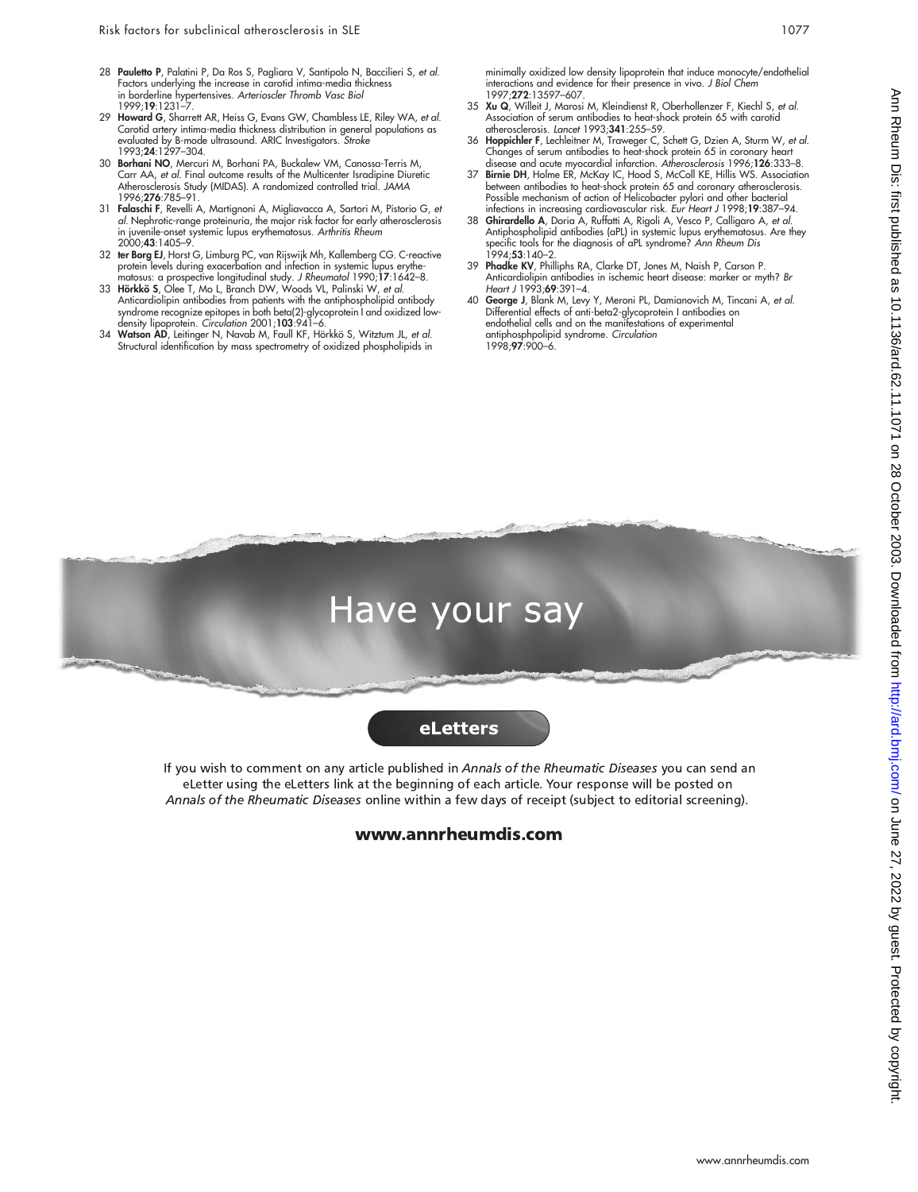28 **Pauletto P**, Palatini P, Da Ros S, Pagliara V, Santipolo N, Baccilieri S, *et al*. Factors underlying the increase in carotid intima-media thickness in borderline hypertensives. *Arterioscler Thromb Vasc Biol* 1999;**19**:1231–7.

29 **Howard G**, Sharrett AR, Heiss G, Evans GW, Chambless LE, Riley WA, *et al*. Carotid artery intima-media thickness distribution in general populations as evaluated by B-mode ultrasound. ARIC Investigators. *Stroke* 1993;**24**:1297–304.

30 **Borhani NO**, Mercuri M, Borhani PA, Buckalew VM, Canossa-Terris M, Carr AA, *et al*. Final outcome results of the Multicenter Isradipine Diuretic Atherosclerosis Study (MIDAS). A randomized controlled trial. *JAMA* 1996;**276**:785–91.

31 **Falaschi F**, Revelli A, Martignoni A, Migliavacca A, Sartori M, Pistorio G, *et al*. Nephrotic-range proteinuria, the major risk factor for early atherosclerosis in juvenile-onset systemic lupus erythematosus. *Arthritis Rheum* 2000;**43**:1405–9.

32 **ter Borg EJ**, Horst G, Limburg PC, van Rijswijk Mh, Kallemberg CG. C-reactive protein levels during exacerbation and infection in systemic lupus erythematosus: a prospective longitudinal study. *J Rheumatol* 1990;**17**:1642–8.

33 **Hörkkö S**, Olee T, Mo L, Branch DW, Woods VL, Palinski W, *et al*. Anticardiolipin antibodies from patients with the antiphospholipid antibody syndrome recognize epitopes in both beta(2)-glycoprotein I and oxidized low-density lipoprotein. *Circulation* 2001;**103**:941–6.

34 **Watson AD**, Leitinger N, Navab M, Faull KF, Hörkkö S, Witztum JL, *et al*. Structural identification by mass spectrometry of oxidized phospholipids in minimally oxidized low density lipoprotein that induce monocyte/endothelial interactions and evidence for their presence in vivo. *J Biol Chem* 1997;**272**:13597–607.

35 **Xu Q**, Willeit J, Marosi M, Kleindienst R, Oberhollenzer F, Kiechl S, *et al*. Association of serum antibodies to heat-shock protein 65 with carotid atherosclerosis. *Lancet* 1993;**341**:255–59.

36 **Hoppichler F**, Lechleitner M, Traweger C, Schett G, Dzien A, Sturm W, *et al*. Changes of serum antibodies to heat-shock protein 65 in coronary heart disease and acute myocardial infarction. *Atherosclerosis* 1996;**126**:333–8.

37 **Birnie DH**, Holme ER, McKay IC, Hood S, McColl KE, Hillis WS. Association between antibodies to heat-shock protein 65 and coronary atherosclerosis. Possible mechanism of action of Helicobacter pylori and other bacterial infections in increasing cardiovascular risk. *Eur Heart J* 1998;**19**:387–94.

38 **Ghirardello A**, Doria A, Ruffatti A, Rigoli A, Vesco P, Calligaro A, *et al*. Antiphospholipid antibodies (aPL) in systemic lupus erythematosus. Are they specific tools for the diagnosis of aPL syndrome? *Ann Rheum Dis* 1994;**53**:140–2.

39 **Phadke KV**, Phillips RA, Clarke DT, Jones M, Naish P, Carson P. Anticardiolipin antibodies in ischemic heart disease: marker or myth? *Br Heart J* 1993;**69**:391–4.

40 **George J**, Blank M, Levy Y, Meroni PL, Damianovich M, Tincani A, *et al*. Differential effects of anti-beta2-glycoprotein I antibodies on endothelial cells and on the manifestations of experimental antiphosphpolipid syndrome. *Circulation* 1998;**97**:900–6.

# Have your say

## eLetters

If you wish to comment on any article published in *Annals of the Rheumatic Diseases* you can send an eLetter using the eLetters link at the beginning of each article. Your response will be posted on *Annals of the Rheumatic Diseases* online within a few days of receipt (subject to editorial screening).

**www.annrheumdis.com**